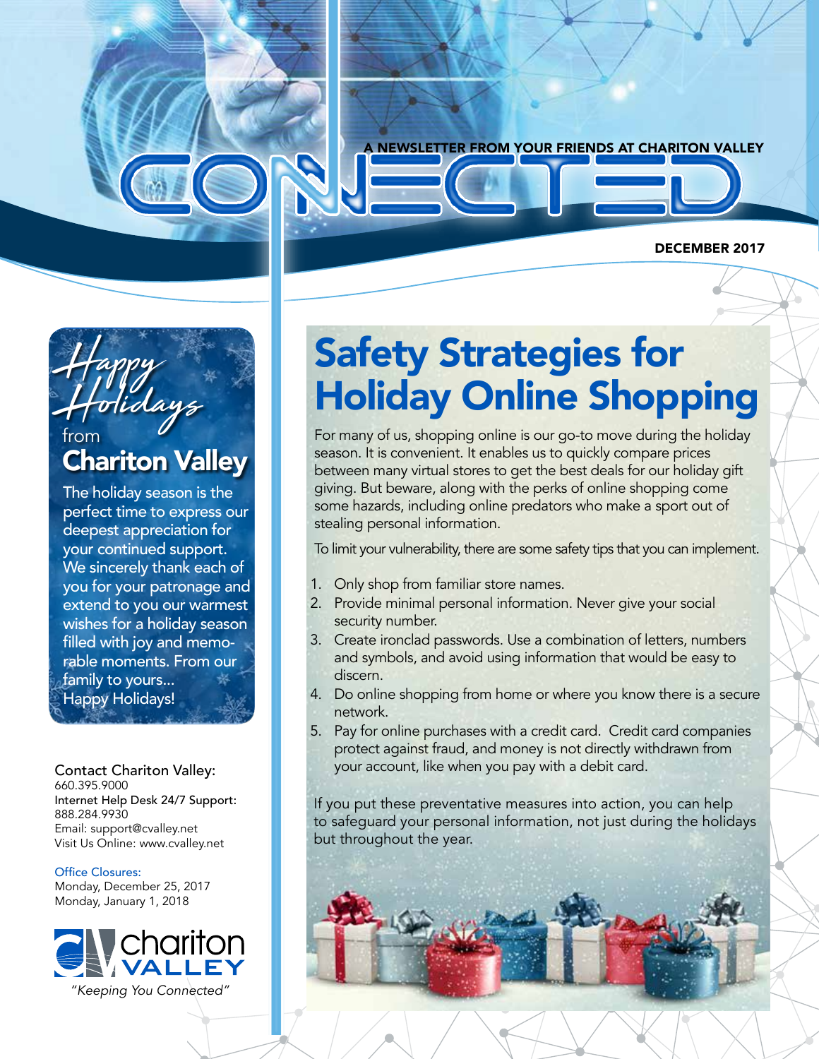A NEWSLETTER FROM YOUR FRIENDS AT CHARITON VALLEY

# CONNECTED

DECEMBER 2017

## *Happy Holidays* from Chariton Valley

The holiday season is the perfect time to express our deepest appreciation for your continued support. We sincerely thank each of you for your patronage and extend to you our warmest wishes for a holiday season filled with joy and memorable moments. From our family to yours... Happy Holidays!

**Contact Chariton Valley:**
660.395.9000
Internet Help Desk 24/7 Support:
888.284.9930
Email: support@cvalley.net
Visit Us Online: www.cvalley.net

**Office Closures:**
Monday, December 25, 2017
Monday, January 1, 2018

chariton VALLEY
*"Keeping You Connected"*

# Safety Strategies for Holiday Online Shopping

For many of us, shopping online is our go-to move during the holiday season. It is convenient. It enables us to quickly compare prices between many virtual stores to get the best deals for our holiday gift giving. But beware, along with the perks of online shopping come some hazards, including online predators who make a sport out of stealing personal information.

To limit your vulnerability, there are some safety tips that you can implement.

1. Only shop from familiar store names.
2. Provide minimal personal information. Never give your social security number.
3. Create ironclad passwords. Use a combination of letters, numbers and symbols, and avoid using information that would be easy to discern.
4. Do online shopping from home or where you know there is a secure network.
5. Pay for online purchases with a credit card. Credit card companies protect against fraud, and money is not directly withdrawn from your account, like when you pay with a debit card.

If you put these preventative measures into action, you can help to safeguard your personal information, not just during the holidays but throughout the year.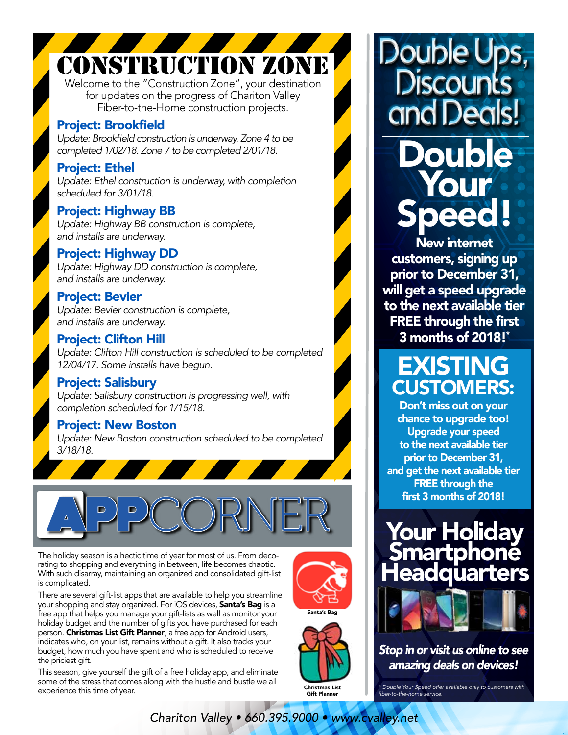# CONSTRUCTION ZONE

Welcome to the "Construction Zone", your destination for updates on the progress of Chariton Valley Fiber-to-the-Home construction projects.

### Project: Brookfield

*Update: Brookfield construction is underway. Zone 4 to be completed 1/02/18. Zone 7 to be completed 2/01/18.*

### Project: Ethel

*Update: Ethel construction is underway, with completion scheduled for 3/01/18.*

### Project: Highway BB

*Update: Highway BB construction is complete, and installs are underway.*

### Project: Highway DD

*Update: Highway DD construction is complete, and installs are underway.*

### Project: Bevier

*Update: Bevier construction is complete, and installs are underway.*

### Project: Clifton Hill

*Update: Clifton Hill construction is scheduled to be completed 12/04/17. Some installs have begun.*

### Project: Salisbury

*Update: Salisbury construction is progressing well, with completion scheduled for 1/15/18.*

### Project: New Boston

*Update: New Boston construction scheduled to be completed 3/18/18.*

# APPCORNER

The holiday season is a hectic time of year for most of us. From decorating to shopping and everything in between, life becomes chaotic. With such disarray, maintaining an organized and consolidated gift-list is complicated.

There are several gift-list apps that are available to help you streamline your shopping and stay organized. For iOS devices, **Santa's Bag** is a free app that helps you manage your gift-lists as well as monitor your holiday budget and the number of gifts you have purchased for each person. **Christmas List Gift Planner**, a free app for Android users, indicates who, on your list, remains without a gift. It also tracks your budget, how much you have spent and who is scheduled to receive the priciest gift.

This season, give yourself the gift of a free holiday app, and eliminate some of the stress that comes along with the hustle and bustle we all experience this time of year.

Santa's Bag

Christmas List Gift Planner

# Double Ups, Discounts and Deals!

## Double Your Speed!

**New internet customers, signing up prior to December 31, will get a speed upgrade to the next available tier FREE through the first 3 months of 2018!***

## EXISTING CUSTOMERS:

**Don't miss out on your chance to upgrade too! Upgrade your speed to the next available tier prior to December 31, and get the next available tier FREE through the first 3 months of 2018!**

## Your Holiday Smartphone Headquarters

***Stop in or visit us online to see amazing deals on devices!***

*\* Double Your Speed offer available only to customers with fiber-to-the-home service.*

*Chariton Valley • 660.395.9000 • www.cvalley.net*